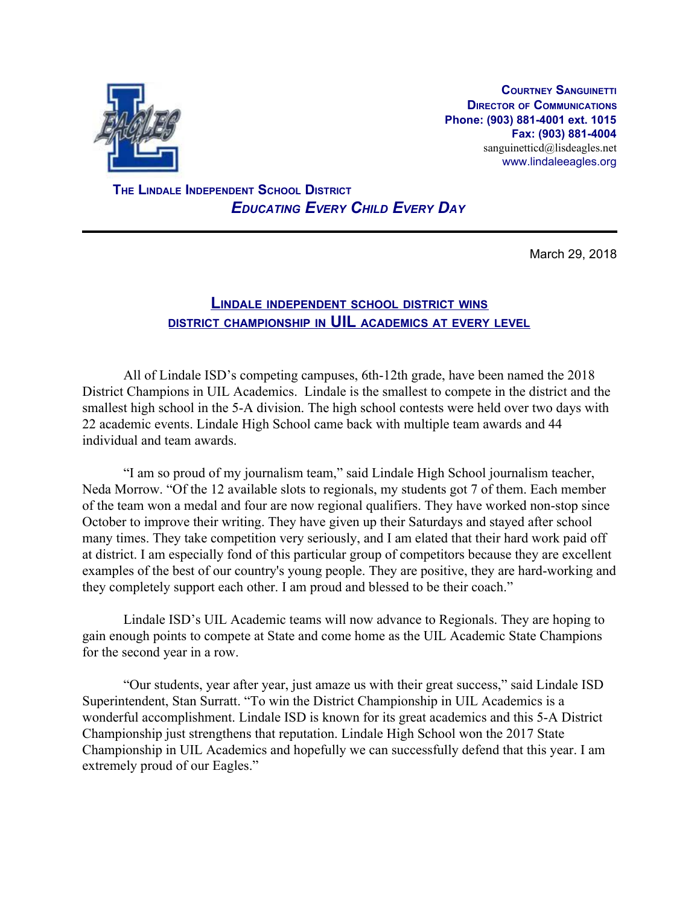**COURTNEY SANGUINETTI**
**DIRECTOR OF COMMUNICATIONS**
**Phone: (903) 881-4001 ext. 1015**
**Fax: (903) 881-4004**
sanguinetticd@lisdeagles.net
www.lindaleeagles.org

**THE LINDALE INDEPENDENT SCHOOL DISTRICT**
***EDUCATING EVERY CHILD EVERY DAY***

---

March 29, 2018

## LINDALE INDEPENDENT SCHOOL DISTRICT WINS DISTRICT CHAMPIONSHIP IN UIL ACADEMICS AT EVERY LEVEL

All of Lindale ISD's competing campuses, 6th-12th grade, have been named the 2018 District Champions in UIL Academics. Lindale is the smallest to compete in the district and the smallest high school in the 5-A division. The high school contests were held over two days with 22 academic events. Lindale High School came back with multiple team awards and 44 individual and team awards.

"I am so proud of my journalism team," said Lindale High School journalism teacher, Neda Morrow. "Of the 12 available slots to regionals, my students got 7 of them. Each member of the team won a medal and four are now regional qualifiers. They have worked non-stop since October to improve their writing. They have given up their Saturdays and stayed after school many times. They take competition very seriously, and I am elated that their hard work paid off at district. I am especially fond of this particular group of competitors because they are excellent examples of the best of our country's young people. They are positive, they are hard-working and they completely support each other. I am proud and blessed to be their coach."

Lindale ISD's UIL Academic teams will now advance to Regionals. They are hoping to gain enough points to compete at State and come home as the UIL Academic State Champions for the second year in a row.

"Our students, year after year, just amaze us with their great success," said Lindale ISD Superintendent, Stan Surratt. "To win the District Championship in UIL Academics is a wonderful accomplishment. Lindale ISD is known for its great academics and this 5-A District Championship just strengthens that reputation. Lindale High School won the 2017 State Championship in UIL Academics and hopefully we can successfully defend that this year. I am extremely proud of our Eagles."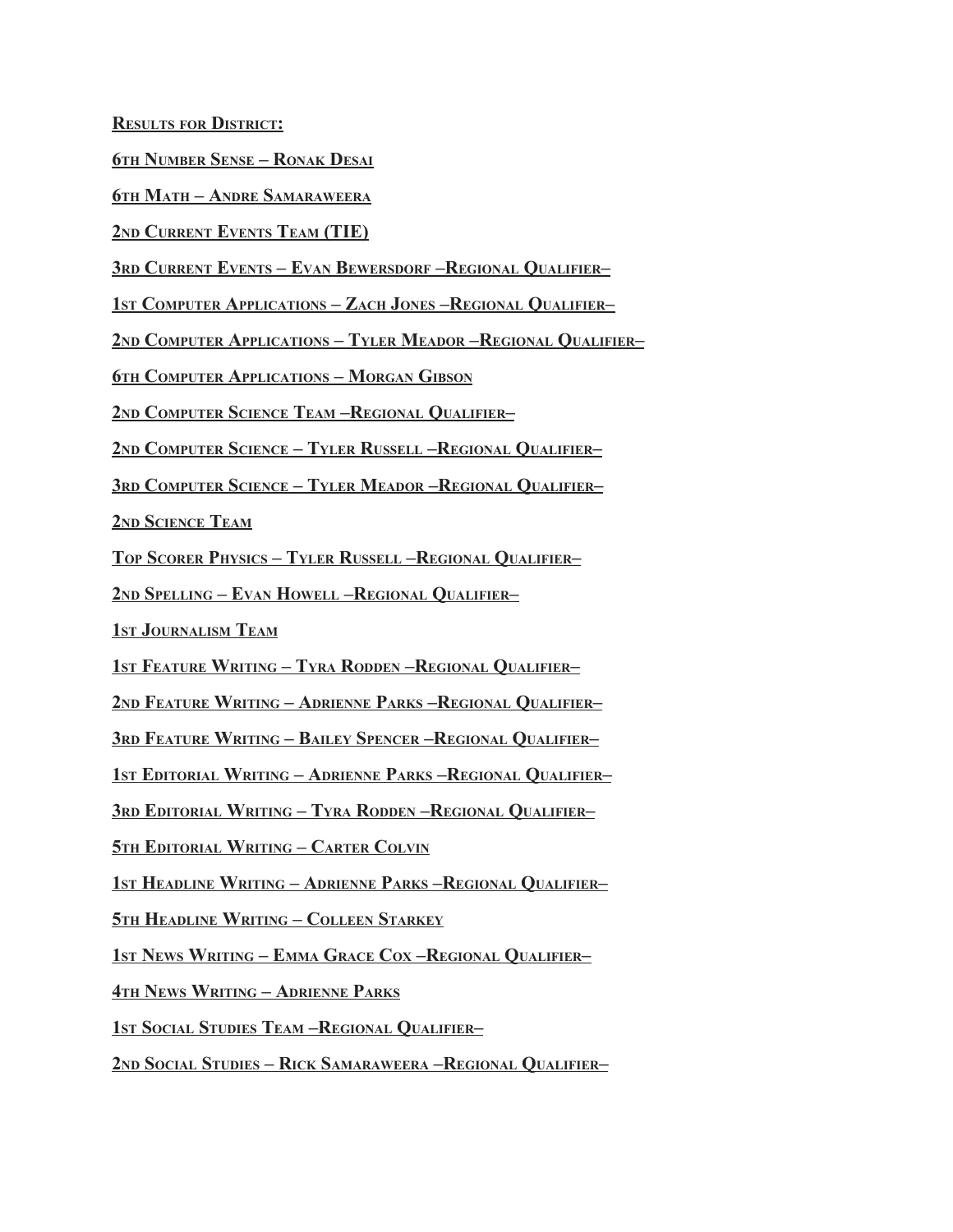**Results for District:**

**6th Number Sense – Ronak Desai**

**6th Math – Andre Samaraweera**

**2nd Current Events Team (TIE)**

**3rd Current Events – Evan Bewersdorf –Regional Qualifier–**

**1st Computer Applications – Zach Jones –Regional Qualifier–**

**2nd Computer Applications – Tyler Meador –Regional Qualifier–**

**6th Computer Applications – Morgan Gibson**

**2nd Computer Science Team –Regional Qualifier–**

**2nd Computer Science – Tyler Russell –Regional Qualifier–**

**3rd Computer Science – Tyler Meador –Regional Qualifier–**

**2nd Science Team**

**Top Scorer Physics – Tyler Russell –Regional Qualifier–**

**2nd Spelling – Evan Howell –Regional Qualifier–**

**1st Journalism Team**

**1st Feature Writing – Tyra Rodden –Regional Qualifier–**

**2nd Feature Writing – Adrienne Parks –Regional Qualifier–**

**3rd Feature Writing – Bailey Spencer –Regional Qualifier–**

**1st Editorial Writing – Adrienne Parks –Regional Qualifier–**

**3rd Editorial Writing – Tyra Rodden –Regional Qualifier–**

**5th Editorial Writing – Carter Colvin**

**1st Headline Writing – Adrienne Parks –Regional Qualifier–**

**5th Headline Writing – Colleen Starkey**

**1st News Writing – Emma Grace Cox –Regional Qualifier–**

**4th News Writing – Adrienne Parks**

**1st Social Studies Team –Regional Qualifier–**

**2nd Social Studies – Rick Samaraweera –Regional Qualifier–**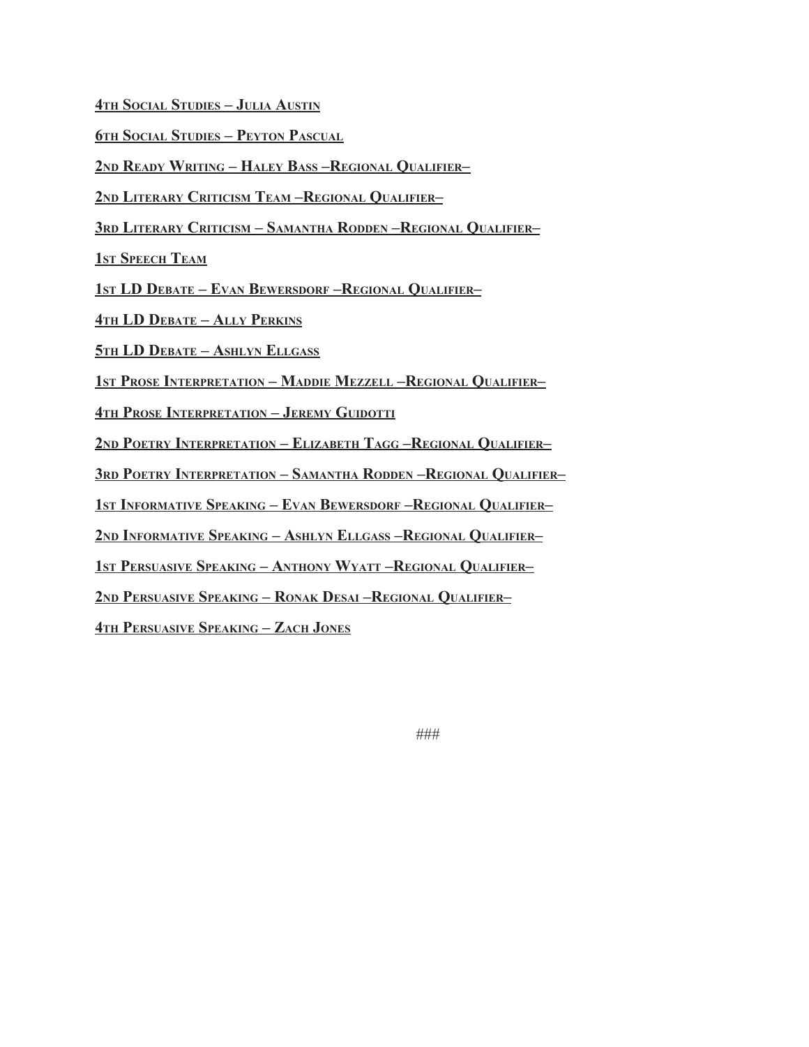**4th Social Studies – Julia Austin**

**6th Social Studies – Peyton Pascual**

**2nd Ready Writing – Haley Bass –Regional Qualifier–**

**2nd Literary Criticism Team –Regional Qualifier–**

**3rd Literary Criticism – Samantha Rodden –Regional Qualifier–**

**1st Speech Team**

**1st LD Debate – Evan Bewersdorf –Regional Qualifier–**

**4th LD Debate – Ally Perkins**

**5th LD Debate – Ashlyn Ellgass**

**1st Prose Interpretation – Maddie Mezzell –Regional Qualifier–**

**4th Prose Interpretation – Jeremy Guidotti**

**2nd Poetry Interpretation – Elizabeth Tagg –Regional Qualifier–**

**3rd Poetry Interpretation – Samantha Rodden –Regional Qualifier–**

**1st Informative Speaking – Evan Bewersdorf –Regional Qualifier–**

**2nd Informative Speaking – Ashlyn Ellgass –Regional Qualifier–**

**1st Persuasive Speaking – Anthony Wyatt –Regional Qualifier–**

**2nd Persuasive Speaking – Ronak Desai –Regional Qualifier–**

**4th Persuasive Speaking – Zach Jones**

###